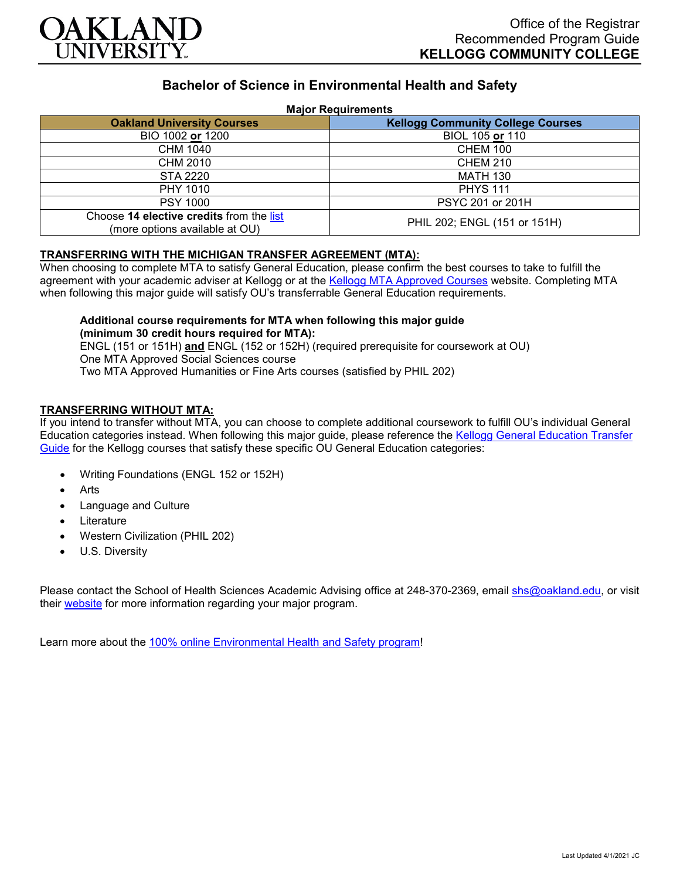Office of the Registrar
Recommended Program Guide
**KELLOGG COMMUNITY COLLEGE**

# Bachelor of Science in Environmental Health and Safety

**Major Requirements**

| Oakland University Courses | Kellogg Community College Courses |
|---|---|
| BIO 1002 **or** 1200 | BIOL 105 **or** 110 |
| CHM 1040 | CHEM 100 |
| CHM 2010 | CHEM 210 |
| STA 2220 | MATH 130 |
| PHY 1010 | PHYS 111 |
| PSY 1000 | PSYC 201 or 201H |
| Choose **14 elective credits** from the list (more options available at OU) | PHIL 202; ENGL (151 or 151H) |

**TRANSFERRING WITH THE MICHIGAN TRANSFER AGREEMENT (MTA):**

When choosing to complete MTA to satisfy General Education, please confirm the best courses to take to fulfill the agreement with your academic adviser at Kellogg or at the Kellogg MTA Approved Courses website. Completing MTA when following this major guide will satisfy OU's transferrable General Education requirements.

**Additional course requirements for MTA when following this major guide (minimum 30 credit hours required for MTA):**
ENGL (151 or 151H) **and** ENGL (152 or 152H) (required prerequisite for coursework at OU)
One MTA Approved Social Sciences course
Two MTA Approved Humanities or Fine Arts courses (satisfied by PHIL 202)

**TRANSFERRING WITHOUT MTA:**

If you intend to transfer without MTA, you can choose to complete additional coursework to fulfill OU's individual General Education categories instead. When following this major guide, please reference the Kellogg General Education Transfer Guide for the Kellogg courses that satisfy these specific OU General Education categories:

- Writing Foundations (ENGL 152 or 152H)
- Arts
- Language and Culture
- Literature
- Western Civilization (PHIL 202)
- U.S. Diversity

Please contact the School of Health Sciences Academic Advising office at 248-370-2369, email shs@oakland.edu, or visit their website for more information regarding your major program.

Learn more about the 100% online Environmental Health and Safety program!

Last Updated 4/1/2021 JC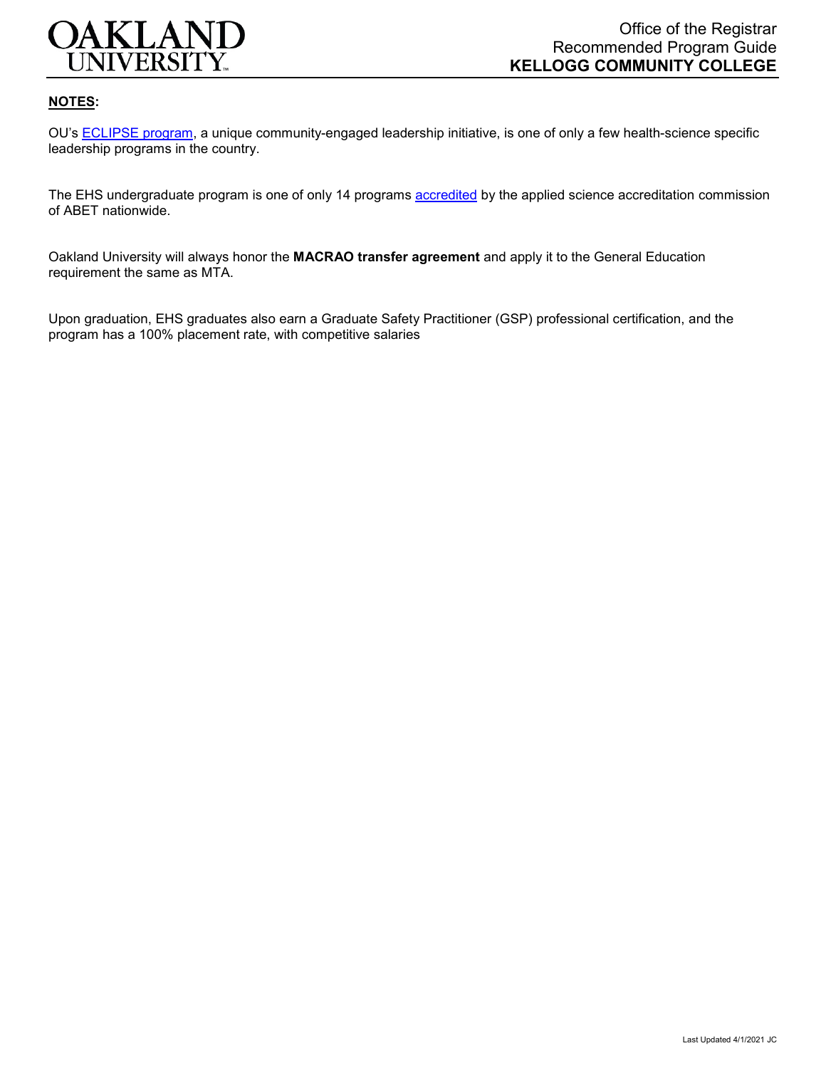**NOTES:**

OU's ECLIPSE program, a unique community-engaged leadership initiative, is one of only a few health-science specific leadership programs in the country.

The EHS undergraduate program is one of only 14 programs accredited by the applied science accreditation commission of ABET nationwide.

Oakland University will always honor the **MACRAO transfer agreement** and apply it to the General Education requirement the same as MTA.

Upon graduation, EHS graduates also earn a Graduate Safety Practitioner (GSP) professional certification, and the program has a 100% placement rate, with competitive salaries

Last Updated 4/1/2021 JC